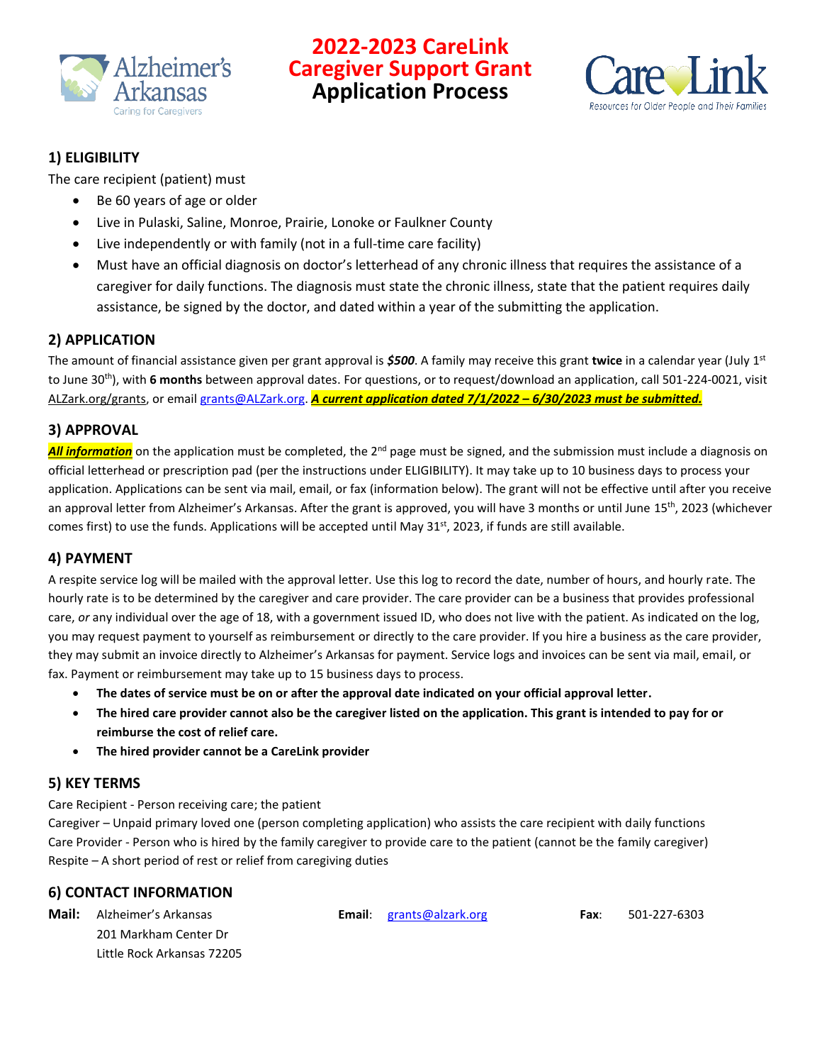# 2022-2023 CareLink Caregiver Support Grant Application Process

## 1) ELIGIBILITY

The care recipient (patient) must

- Be 60 years of age or older
- Live in Pulaski, Saline, Monroe, Prairie, Lonoke or Faulkner County
- Live independently or with family (not in a full-time care facility)
- Must have an official diagnosis on doctor's letterhead of any chronic illness that requires the assistance of a caregiver for daily functions. The diagnosis must state the chronic illness, state that the patient requires daily assistance, be signed by the doctor, and dated within a year of the submitting the application.

## 2) APPLICATION

The amount of financial assistance given per grant approval is ***$500***. A family may receive this grant **twice** in a calendar year (July 1st to June 30th), with **6 months** between approval dates. For questions, or to request/download an application, call 501-224-0021, visit ALZark.org/grants, or email grants@ALZark.org. ***A current application dated 7/1/2022 – 6/30/2023 must be submitted.***

## 3) APPROVAL

***All information*** on the application must be completed, the 2nd page must be signed, and the submission must include a diagnosis on official letterhead or prescription pad (per the instructions under ELIGIBILITY). It may take up to 10 business days to process your application. Applications can be sent via mail, email, or fax (information below). The grant will not be effective until after you receive an approval letter from Alzheimer's Arkansas. After the grant is approved, you will have 3 months or until June 15th, 2023 (whichever comes first) to use the funds. Applications will be accepted until May 31st, 2023, if funds are still available.

## 4) PAYMENT

A respite service log will be mailed with the approval letter. Use this log to record the date, number of hours, and hourly rate. The hourly rate is to be determined by the caregiver and care provider. The care provider can be a business that provides professional care, *or* any individual over the age of 18, with a government issued ID, who does not live with the patient. As indicated on the log, you may request payment to yourself as reimbursement or directly to the care provider. If you hire a business as the care provider, they may submit an invoice directly to Alzheimer's Arkansas for payment. Service logs and invoices can be sent via mail, email, or fax. Payment or reimbursement may take up to 15 business days to process.

- **The dates of service must be on or after the approval date indicated on your official approval letter.**
- **The hired care provider cannot also be the caregiver listed on the application. This grant is intended to pay for or reimburse the cost of relief care.**
- **The hired provider cannot be a CareLink provider**

## 5) KEY TERMS

Care Recipient - Person receiving care; the patient
Caregiver – Unpaid primary loved one (person completing application) who assists the care recipient with daily functions
Care Provider - Person who is hired by the family caregiver to provide care to the patient (cannot be the family caregiver)
Respite – A short period of rest or relief from caregiving duties

## 6) CONTACT INFORMATION

**Mail:** Alzheimer's Arkansas
201 Markham Center Dr
Little Rock Arkansas 72205

**Email:** grants@alzark.org

**Fax:** 501-227-6303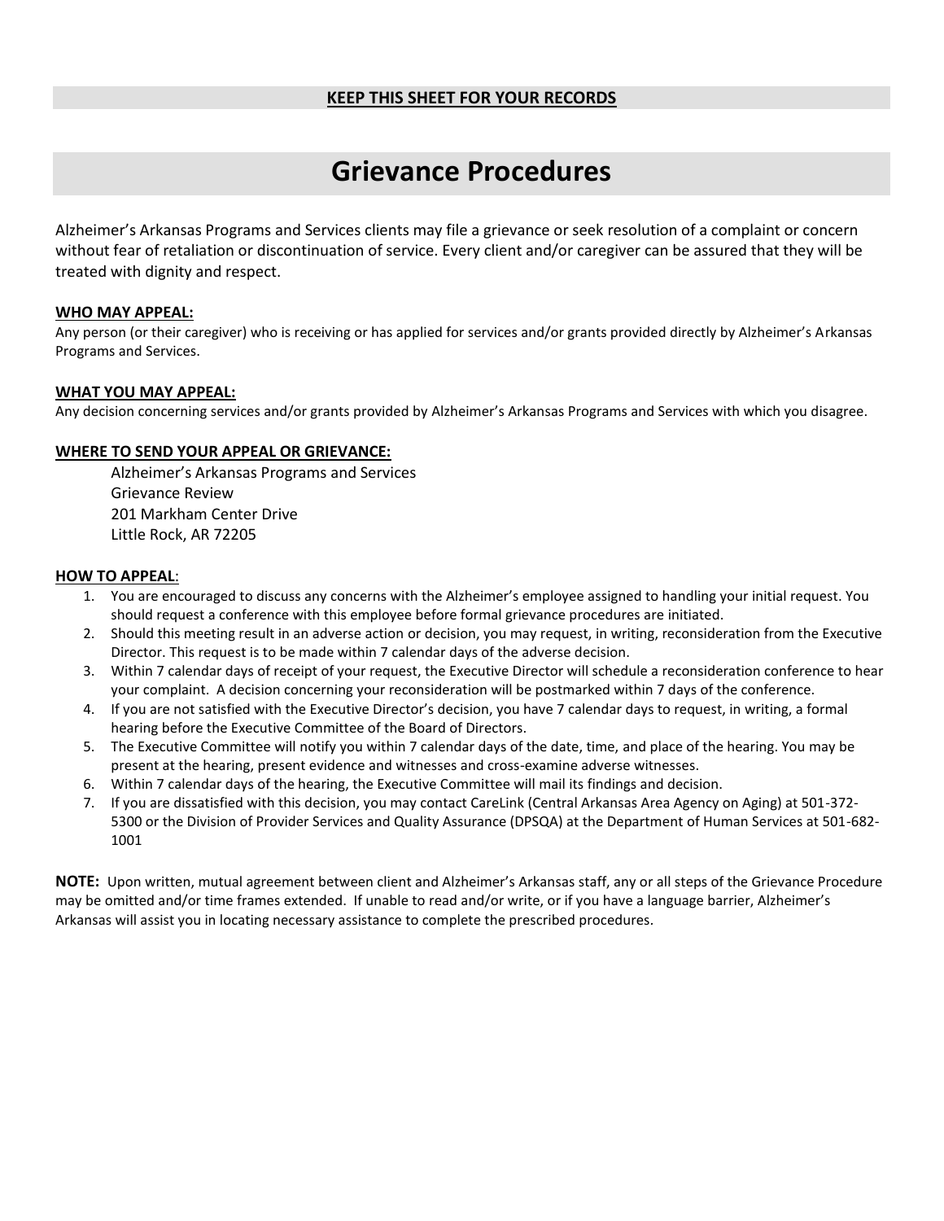**KEEP THIS SHEET FOR YOUR RECORDS**

# Grievance Procedures

Alzheimer's Arkansas Programs and Services clients may file a grievance or seek resolution of a complaint or concern without fear of retaliation or discontinuation of service. Every client and/or caregiver can be assured that they will be treated with dignity and respect.

**WHO MAY APPEAL:**

Any person (or their caregiver) who is receiving or has applied for services and/or grants provided directly by Alzheimer's Arkansas Programs and Services.

**WHAT YOU MAY APPEAL:**

Any decision concerning services and/or grants provided by Alzheimer's Arkansas Programs and Services with which you disagree.

**WHERE TO SEND YOUR APPEAL OR GRIEVANCE:**

Alzheimer's Arkansas Programs and Services
Grievance Review
201 Markham Center Drive
Little Rock, AR 72205

**HOW TO APPEAL:**

1. You are encouraged to discuss any concerns with the Alzheimer's employee assigned to handling your initial request. You should request a conference with this employee before formal grievance procedures are initiated.
2. Should this meeting result in an adverse action or decision, you may request, in writing, reconsideration from the Executive Director. This request is to be made within 7 calendar days of the adverse decision.
3. Within 7 calendar days of receipt of your request, the Executive Director will schedule a reconsideration conference to hear your complaint. A decision concerning your reconsideration will be postmarked within 7 days of the conference.
4. If you are not satisfied with the Executive Director's decision, you have 7 calendar days to request, in writing, a formal hearing before the Executive Committee of the Board of Directors.
5. The Executive Committee will notify you within 7 calendar days of the date, time, and place of the hearing. You may be present at the hearing, present evidence and witnesses and cross-examine adverse witnesses.
6. Within 7 calendar days of the hearing, the Executive Committee will mail its findings and decision.
7. If you are dissatisfied with this decision, you may contact CareLink (Central Arkansas Area Agency on Aging) at 501-372-5300 or the Division of Provider Services and Quality Assurance (DPSQA) at the Department of Human Services at 501-682-1001

**NOTE:** Upon written, mutual agreement between client and Alzheimer's Arkansas staff, any or all steps of the Grievance Procedure may be omitted and/or time frames extended. If unable to read and/or write, or if you have a language barrier, Alzheimer's Arkansas will assist you in locating necessary assistance to complete the prescribed procedures.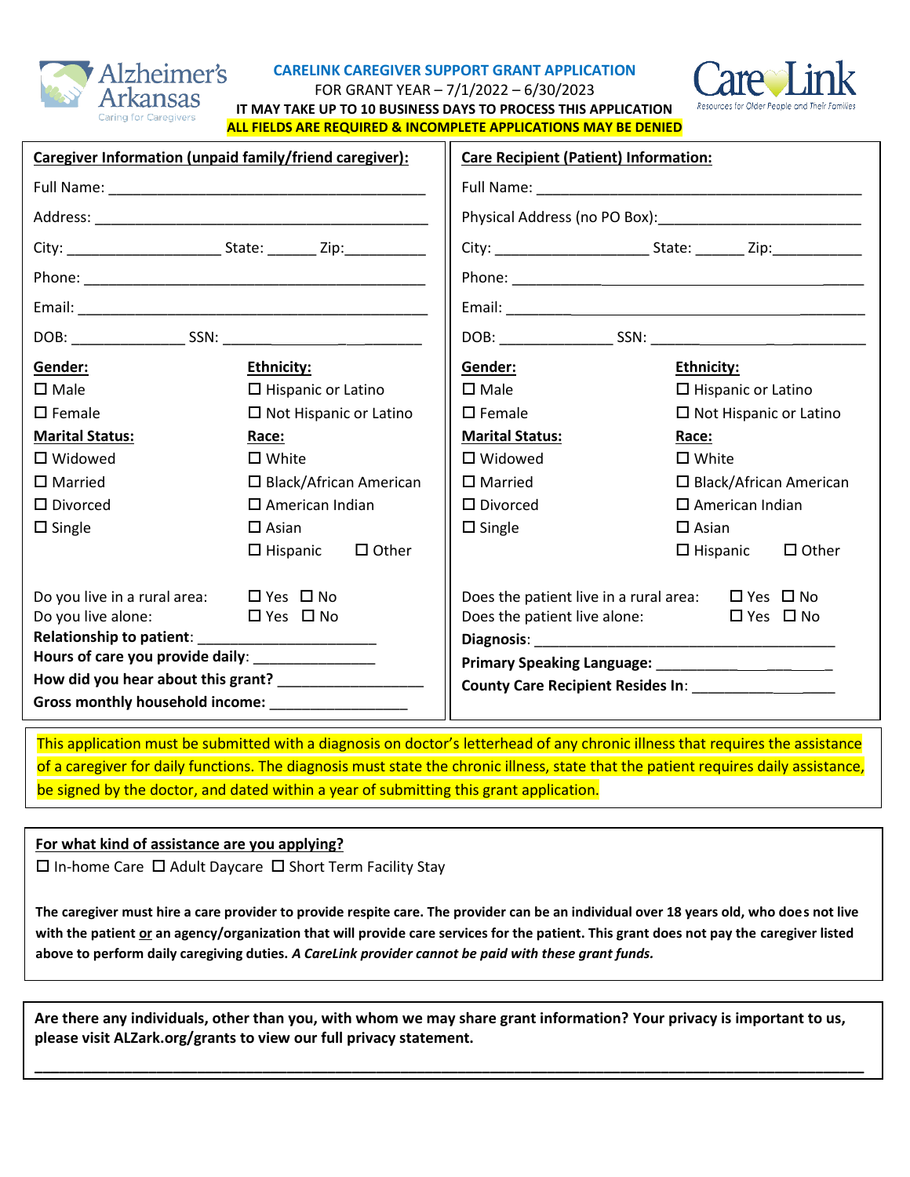Alzheimer's Arkansas
Caring for Caregivers

## CARELINK CAREGIVER SUPPORT GRANT APPLICATION

FOR GRANT YEAR – 7/1/2022 – 6/30/2023

**IT MAY TAKE UP TO 10 BUSINESS DAYS TO PROCESS THIS APPLICATION**

**ALL FIELDS ARE REQUIRED & INCOMPLETE APPLICATIONS MAY BE DENIED**

CareLink
Resources for Older People and Their Families

### Caregiver Information (unpaid family/friend caregiver):

Full Name: ________________________________________

Address: ________________________________________

City: ___________________ State: ______ Zip:__________

Phone: ________________________________________

Email: ________________________________________

DOB: ______________ SSN: ______________________

**Gender:**
- ☐ Male
- ☐ Female

**Marital Status:**
- ☐ Widowed
- ☐ Married
- ☐ Divorced
- ☐ Single

**Ethnicity:**
- ☐ Hispanic or Latino
- ☐ Not Hispanic or Latino

**Race:**
- ☐ White
- ☐ Black/African American
- ☐ American Indian
- ☐ Asian
- ☐ Hispanic ☐ Other

Do you live in a rural area: ☐ Yes ☐ No

Do you live alone: ☐ Yes ☐ No

**Relationship to patient**: ______________________

**Hours of care you provide daily**: _______________

**How did you hear about this grant?** __________________

**Gross monthly household income:** _________________

### Care Recipient (Patient) Information:

Full Name: ________________________________________

Physical Address (no PO Box):________________________

City: ___________________ State: ______ Zip:___________

Phone: ________________________________________

Email: ________________________________________

DOB: ______________ SSN: ______________________

**Gender:**
- ☐ Male
- ☐ Female

**Marital Status:**
- ☐ Widowed
- ☐ Married
- ☐ Divorced
- ☐ Single

**Ethnicity:**
- ☐ Hispanic or Latino
- ☐ Not Hispanic or Latino

**Race:**
- ☐ White
- ☐ Black/African American
- ☐ American Indian
- ☐ Asian
- ☐ Hispanic ☐ Other

Does the patient live in a rural area: ☐ Yes ☐ No

Does the patient live alone: ☐ Yes ☐ No

**Diagnosis**: ______________________________________

**Primary Speaking Language:** ______________________

**County Care Recipient Resides In**: __________________

This application must be submitted with a diagnosis on doctor's letterhead of any chronic illness that requires the assistance of a caregiver for daily functions. The diagnosis must state the chronic illness, state that the patient requires daily assistance, be signed by the doctor, and dated within a year of submitting this grant application.

### For what kind of assistance are you applying?

☐ In-home Care ☐ Adult Daycare ☐ Short Term Facility Stay

**The caregiver must hire a care provider to provide respite care. The provider can be an individual over 18 years old, who does not live with the patient or an agency/organization that will provide care services for the patient. This grant does not pay the caregiver listed above to perform daily caregiving duties. *A CareLink provider cannot be paid with these grant funds.***

**Are there any individuals, other than you, with whom we may share grant information? Your privacy is important to us, please visit ALZark.org/grants to view our full privacy statement.**

______________________________________________________________________________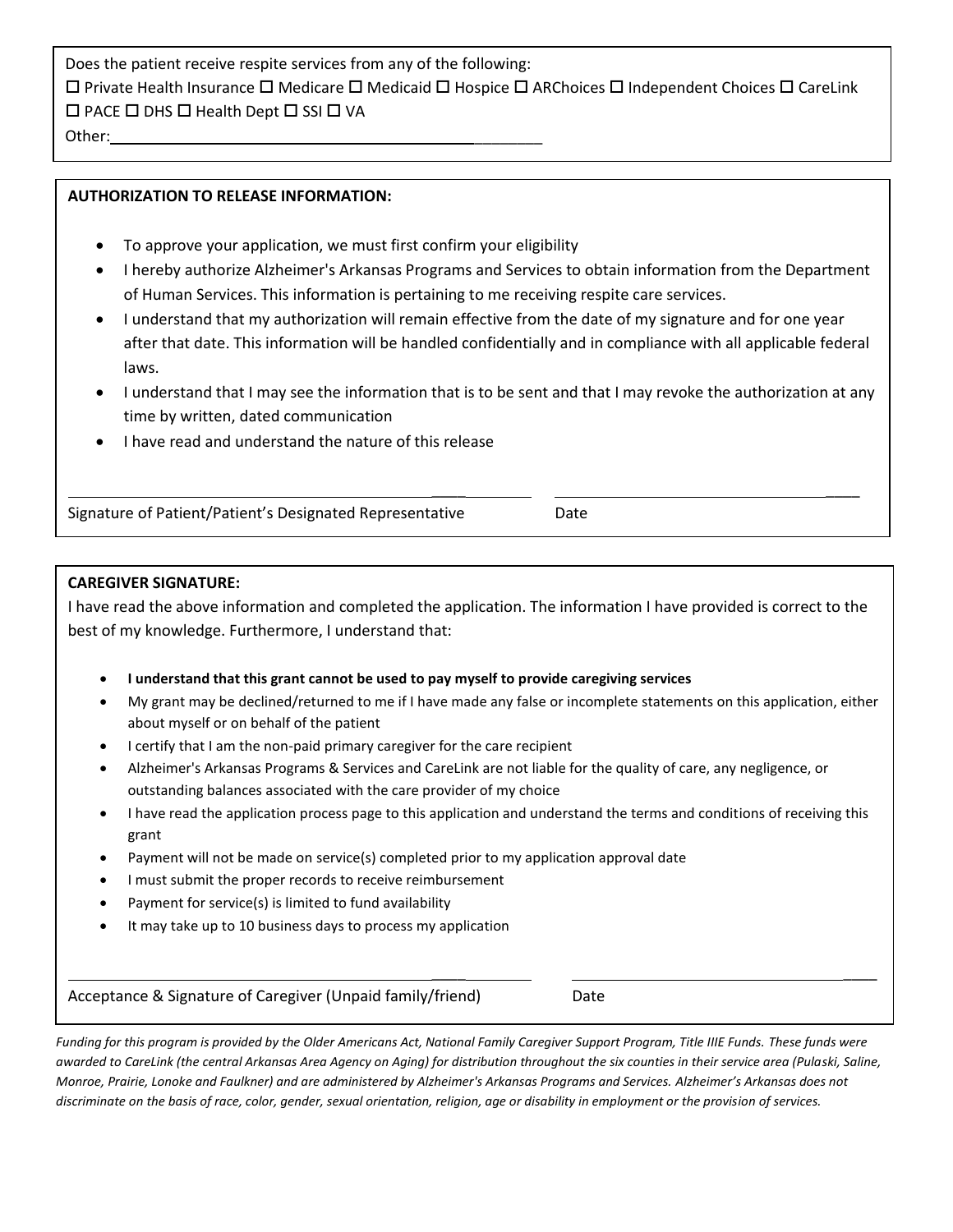Does the patient receive respite services from any of the following:

☐ Private Health Insurance ☐ Medicare ☐ Medicaid ☐ Hospice ☐ ARChoices ☐ Independent Choices ☐ CareLink ☐ PACE ☐ DHS ☐ Health Dept ☐ SSI ☐ VA

Other: ______________________________________________

**AUTHORIZATION TO RELEASE INFORMATION:**

- To approve your application, we must first confirm your eligibility
- I hereby authorize Alzheimer's Arkansas Programs and Services to obtain information from the Department of Human Services. This information is pertaining to me receiving respite care services.
- I understand that my authorization will remain effective from the date of my signature and for one year after that date. This information will be handled confidentially and in compliance with all applicable federal laws.
- I understand that I may see the information that is to be sent and that I may revoke the authorization at any time by written, dated communication
- I have read and understand the nature of this release

______________________________________________ ______________________________________

Signature of Patient/Patient's Designated Representative Date

**CAREGIVER SIGNATURE:**

I have read the above information and completed the application. The information I have provided is correct to the best of my knowledge. Furthermore, I understand that:

- **I understand that this grant cannot be used to pay myself to provide caregiving services**
- My grant may be declined/returned to me if I have made any false or incomplete statements on this application, either about myself or on behalf of the patient
- I certify that I am the non-paid primary caregiver for the care recipient
- Alzheimer's Arkansas Programs & Services and CareLink are not liable for the quality of care, any negligence, or outstanding balances associated with the care provider of my choice
- I have read the application process page to this application and understand the terms and conditions of receiving this grant
- Payment will not be made on service(s) completed prior to my application approval date
- I must submit the proper records to receive reimbursement
- Payment for service(s) is limited to fund availability
- It may take up to 10 business days to process my application

______________________________________________ ______________________________________

Acceptance & Signature of Caregiver (Unpaid family/friend) Date

*Funding for this program is provided by the Older Americans Act, National Family Caregiver Support Program, Title IIIE Funds. These funds were awarded to CareLink (the central Arkansas Area Agency on Aging) for distribution throughout the six counties in their service area (Pulaski, Saline, Monroe, Prairie, Lonoke and Faulkner) and are administered by Alzheimer's Arkansas Programs and Services. Alzheimer's Arkansas does not discriminate on the basis of race, color, gender, sexual orientation, religion, age or disability in employment or the provision of services.*